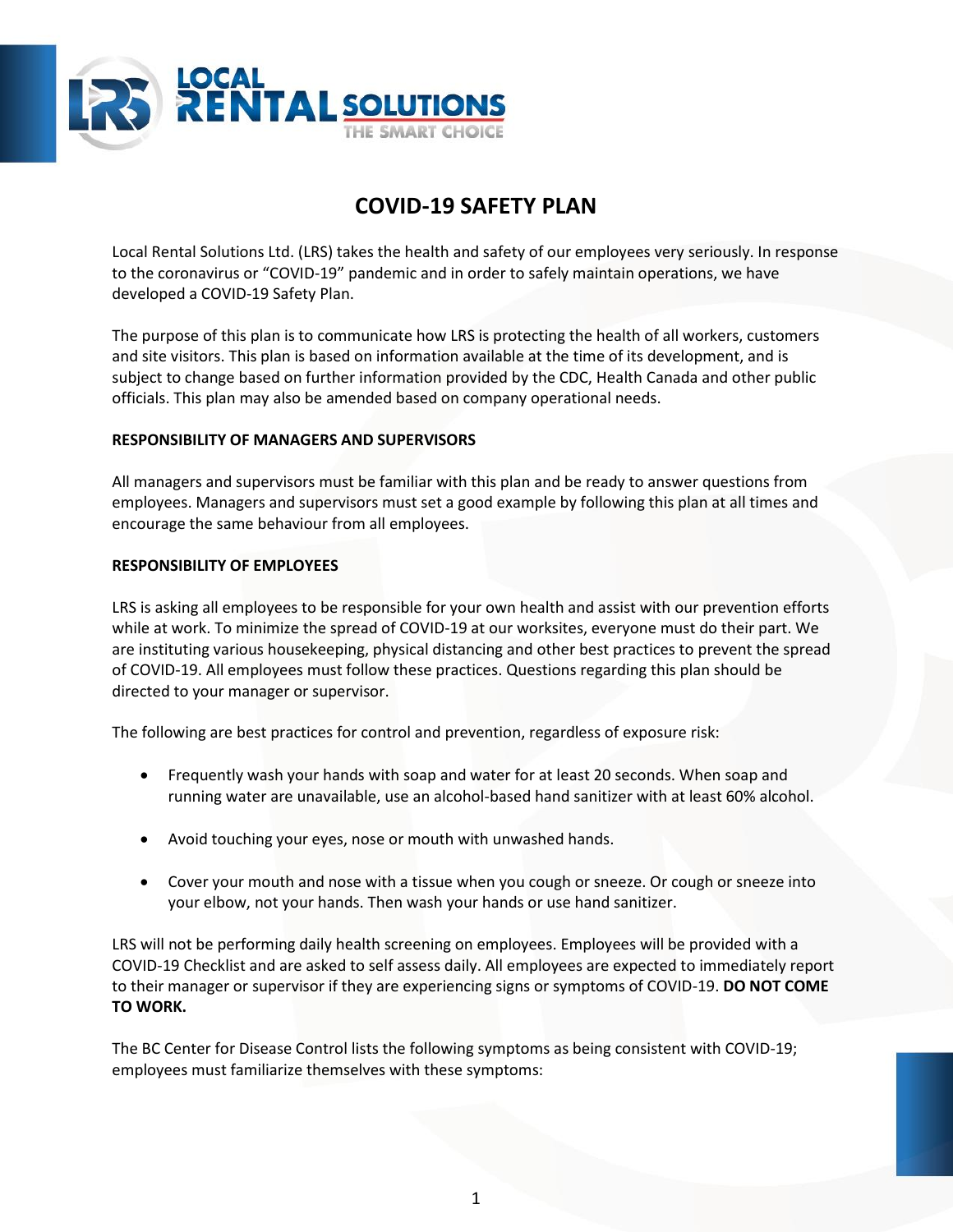# COVID-19 SAFETY PLAN

Local Rental Solutions Ltd. (LRS) takes the health and safety of our employees very seriously. In response to the coronavirus or "COVID-19" pandemic and in order to safely maintain operations, we have developed a COVID-19 Safety Plan.

The purpose of this plan is to communicate how LRS is protecting the health of all workers, customers and site visitors. This plan is based on information available at the time of its development, and is subject to change based on further information provided by the CDC, Health Canada and other public officials. This plan may also be amended based on company operational needs.

## RESPONSIBILITY OF MANAGERS AND SUPERVISORS

All managers and supervisors must be familiar with this plan and be ready to answer questions from employees. Managers and supervisors must set a good example by following this plan at all times and encourage the same behaviour from all employees.

## RESPONSIBILITY OF EMPLOYEES

LRS is asking all employees to be responsible for your own health and assist with our prevention efforts while at work. To minimize the spread of COVID-19 at our worksites, everyone must do their part. We are instituting various housekeeping, physical distancing and other best practices to prevent the spread of COVID-19. All employees must follow these practices. Questions regarding this plan should be directed to your manager or supervisor.

The following are best practices for control and prevention, regardless of exposure risk:

- Frequently wash your hands with soap and water for at least 20 seconds. When soap and running water are unavailable, use an alcohol-based hand sanitizer with at least 60% alcohol.
- Avoid touching your eyes, nose or mouth with unwashed hands.
- Cover your mouth and nose with a tissue when you cough or sneeze. Or cough or sneeze into your elbow, not your hands. Then wash your hands or use hand sanitizer.

LRS will not be performing daily health screening on employees. Employees will be provided with a COVID-19 Checklist and are asked to self assess daily. All employees are expected to immediately report to their manager or supervisor if they are experiencing signs or symptoms of COVID-19. **DO NOT COME TO WORK.**

The BC Center for Disease Control lists the following symptoms as being consistent with COVID-19; employees must familiarize themselves with these symptoms: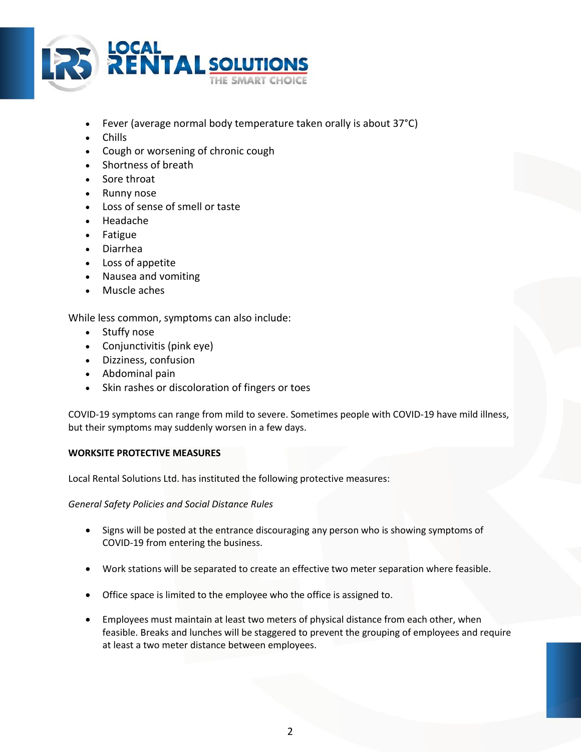- Fever (average normal body temperature taken orally is about 37°C)
- Chills
- Cough or worsening of chronic cough
- Shortness of breath
- Sore throat
- Runny nose
- Loss of sense of smell or taste
- Headache
- Fatigue
- Diarrhea
- Loss of appetite
- Nausea and vomiting
- Muscle aches

While less common, symptoms can also include:

- Stuffy nose
- Conjunctivitis (pink eye)
- Dizziness, confusion
- Abdominal pain
- Skin rashes or discoloration of fingers or toes

COVID-19 symptoms can range from mild to severe. Sometimes people with COVID-19 have mild illness, but their symptoms may suddenly worsen in a few days.

**WORKSITE PROTECTIVE MEASURES**

Local Rental Solutions Ltd. has instituted the following protective measures:

*General Safety Policies and Social Distance Rules*

- Signs will be posted at the entrance discouraging any person who is showing symptoms of COVID-19 from entering the business.

- Work stations will be separated to create an effective two meter separation where feasible.

- Office space is limited to the employee who the office is assigned to.

- Employees must maintain at least two meters of physical distance from each other, when feasible. Breaks and lunches will be staggered to prevent the grouping of employees and require at least a two meter distance between employees.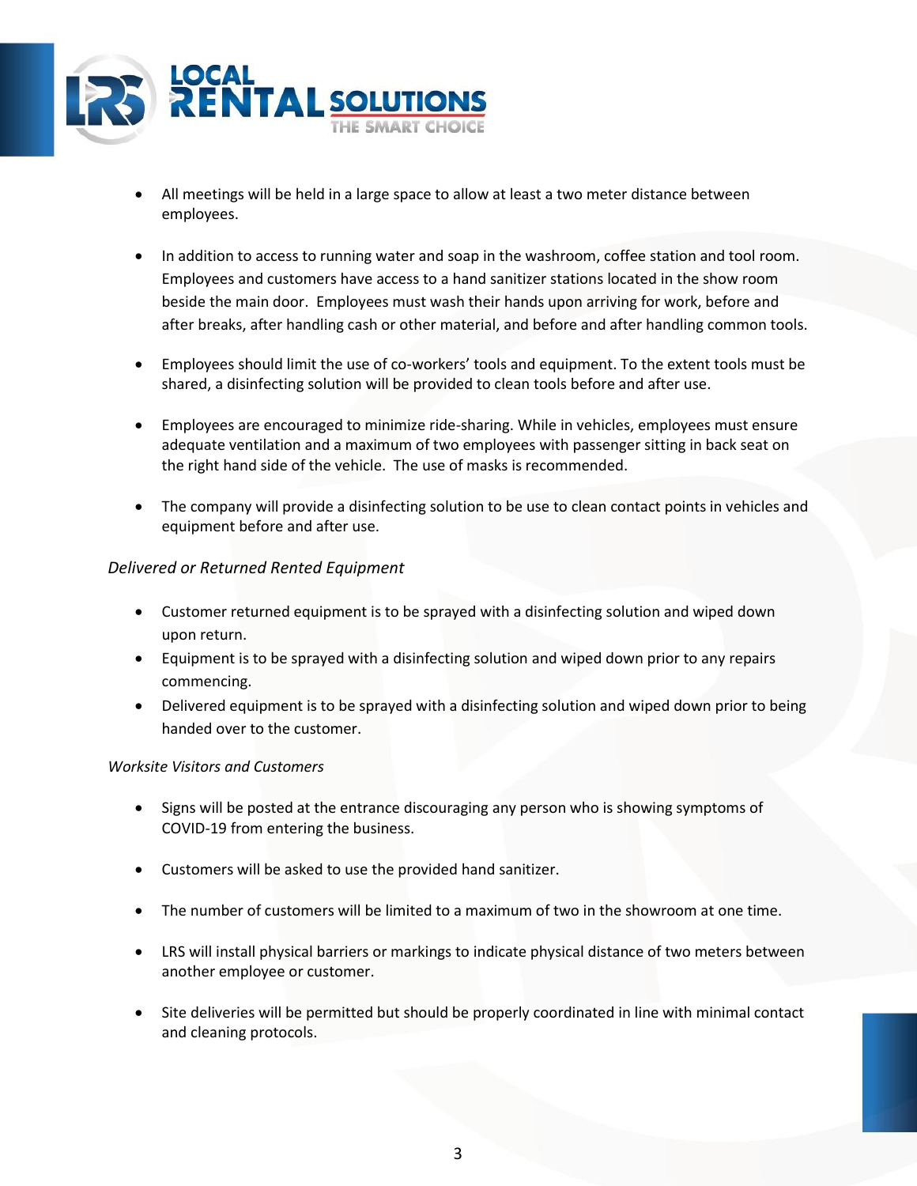- All meetings will be held in a large space to allow at least a two meter distance between employees.

- In addition to access to running water and soap in the washroom, coffee station and tool room. Employees and customers have access to a hand sanitizer stations located in the show room beside the main door. Employees must wash their hands upon arriving for work, before and after breaks, after handling cash or other material, and before and after handling common tools.

- Employees should limit the use of co-workers' tools and equipment. To the extent tools must be shared, a disinfecting solution will be provided to clean tools before and after use.

- Employees are encouraged to minimize ride-sharing. While in vehicles, employees must ensure adequate ventilation and a maximum of two employees with passenger sitting in back seat on the right hand side of the vehicle. The use of masks is recommended.

- The company will provide a disinfecting solution to be use to clean contact points in vehicles and equipment before and after use.

*Delivered or Returned Rented Equipment*

- Customer returned equipment is to be sprayed with a disinfecting solution and wiped down upon return.
- Equipment is to be sprayed with a disinfecting solution and wiped down prior to any repairs commencing.
- Delivered equipment is to be sprayed with a disinfecting solution and wiped down prior to being handed over to the customer.

*Worksite Visitors and Customers*

- Signs will be posted at the entrance discouraging any person who is showing symptoms of COVID-19 from entering the business.

- Customers will be asked to use the provided hand sanitizer.

- The number of customers will be limited to a maximum of two in the showroom at one time.

- LRS will install physical barriers or markings to indicate physical distance of two meters between another employee or customer.

- Site deliveries will be permitted but should be properly coordinated in line with minimal contact and cleaning protocols.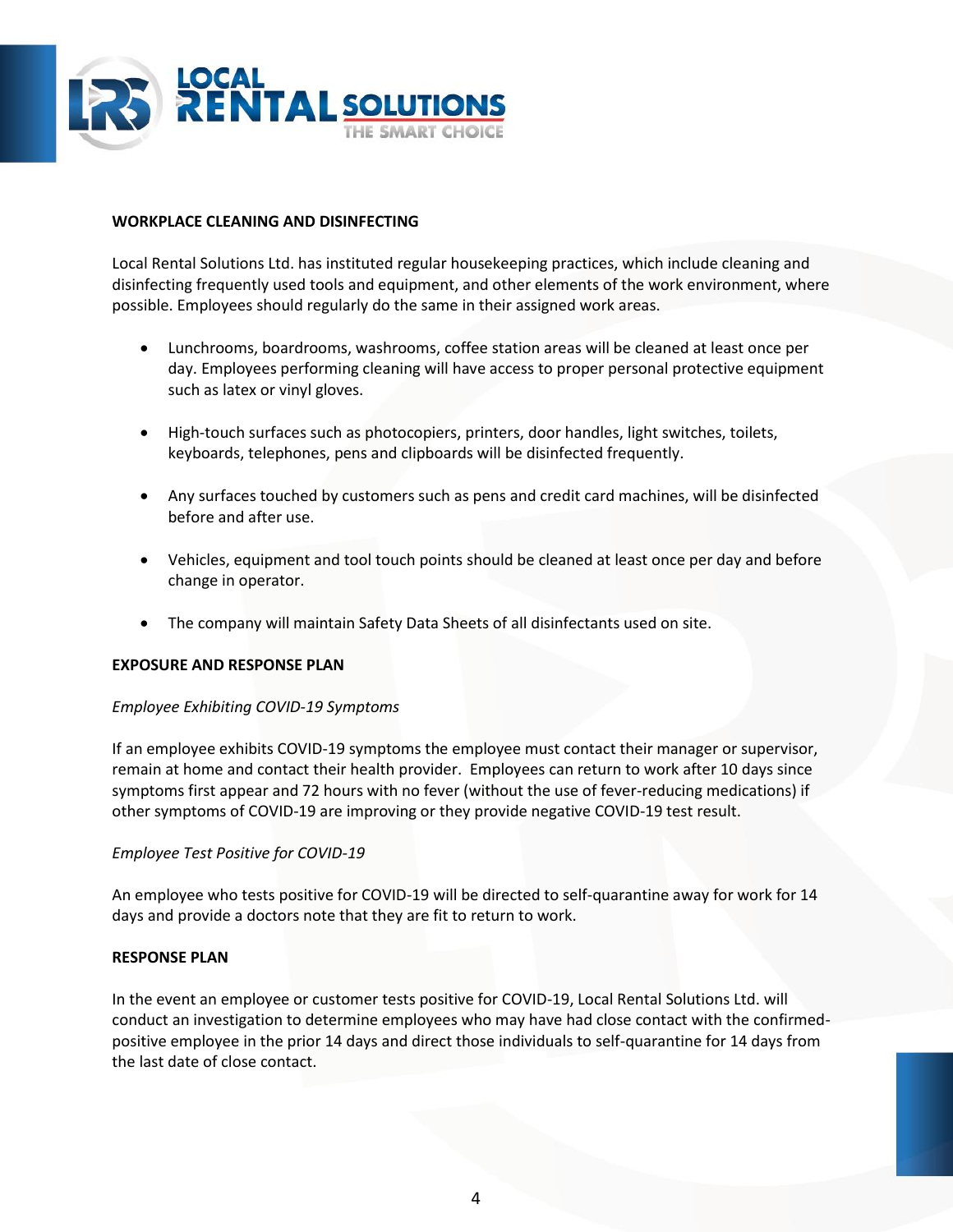**WORKPLACE CLEANING AND DISINFECTING**

Local Rental Solutions Ltd. has instituted regular housekeeping practices, which include cleaning and disinfecting frequently used tools and equipment, and other elements of the work environment, where possible. Employees should regularly do the same in their assigned work areas.

- Lunchrooms, boardrooms, washrooms, coffee station areas will be cleaned at least once per day. Employees performing cleaning will have access to proper personal protective equipment such as latex or vinyl gloves.
- High-touch surfaces such as photocopiers, printers, door handles, light switches, toilets, keyboards, telephones, pens and clipboards will be disinfected frequently.
- Any surfaces touched by customers such as pens and credit card machines, will be disinfected before and after use.
- Vehicles, equipment and tool touch points should be cleaned at least once per day and before change in operator.
- The company will maintain Safety Data Sheets of all disinfectants used on site.

**EXPOSURE AND RESPONSE PLAN**

*Employee Exhibiting COVID-19 Symptoms*

If an employee exhibits COVID-19 symptoms the employee must contact their manager or supervisor, remain at home and contact their health provider. Employees can return to work after 10 days since symptoms first appear and 72 hours with no fever (without the use of fever-reducing medications) if other symptoms of COVID-19 are improving or they provide negative COVID-19 test result.

*Employee Test Positive for COVID-19*

An employee who tests positive for COVID-19 will be directed to self-quarantine away for work for 14 days and provide a doctors note that they are fit to return to work.

**RESPONSE PLAN**

In the event an employee or customer tests positive for COVID-19, Local Rental Solutions Ltd. will conduct an investigation to determine employees who may have had close contact with the confirmed-positive employee in the prior 14 days and direct those individuals to self-quarantine for 14 days from the last date of close contact.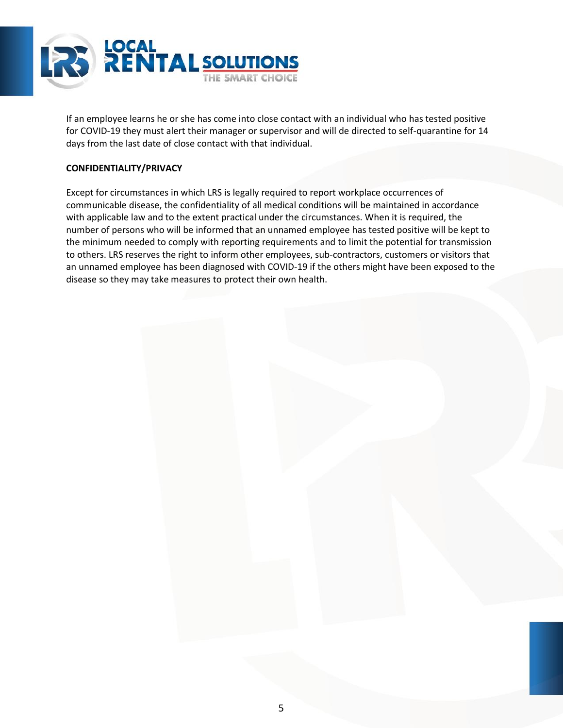If an employee learns he or she has come into close contact with an individual who has tested positive for COVID-19 they must alert their manager or supervisor and will de directed to self-quarantine for 14 days from the last date of close contact with that individual.

**CONFIDENTIALITY/PRIVACY**

Except for circumstances in which LRS is legally required to report workplace occurrences of communicable disease, the confidentiality of all medical conditions will be maintained in accordance with applicable law and to the extent practical under the circumstances. When it is required, the number of persons who will be informed that an unnamed employee has tested positive will be kept to the minimum needed to comply with reporting requirements and to limit the potential for transmission to others. LRS reserves the right to inform other employees, sub-contractors, customers or visitors that an unnamed employee has been diagnosed with COVID-19 if the others might have been exposed to the disease so they may take measures to protect their own health.